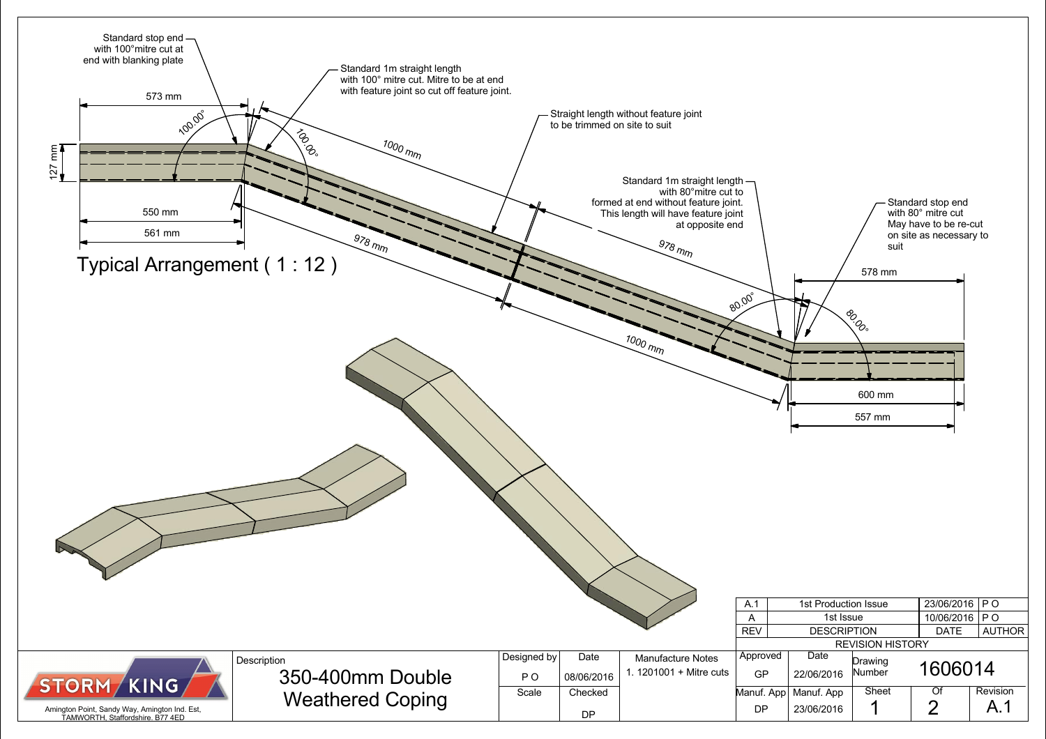Standard stop end with 100°mitre cut at end with blanking plate

Standard 1m straight length with 100° mitre cut. Mitre to be at end with feature joint so cut off feature joint.

Straight length without feature joint to be trimmed on site to suit

Standard 1m straight length with 80°mitre cut to formed at end without feature joint. This length will have feature joint at opposite end

Standard stop end with 80° mitre cut May have to be re-cut on site as necessary to suit

573 mm

100.00°

100.00°

1000 mm

127 mm

550 mm

561 mm

978 mm

978 mm

80.00°

80.00°

578 mm

1000 mm

600 mm

557 mm

## Typical Arrangement ( 1 : 12 )

| REV | DESCRIPTION | DATE | AUTHOR |
|---|---|---|---|
| A.1 | 1st Production Issue | 23/06/2016 | P O |
| A | 1st Issue | 10/06/2016 | P O |

REVISION HISTORY

STORM KING

Amington Point, Sandy Way, Amington Ind. Est, TAMWORTH, Staffordshire. B77 4ED

| Description | Designed by | Date | Manufacture Notes | Approved | Date | Drawing Number | | |
|---|---|---|---|---|---|---|---|---|
| 350-400mm Double Weathered Coping | P O | 08/06/2016 | 1. 1201001 + Mitre cuts | GP | 22/06/2016 | 1606014 | | |
| | Scale | Checked | | Manuf. App | Manuf. App | Sheet | Of | Revision |
| | | DP | | DP | 23/06/2016 | 1 | 2 | A.1 |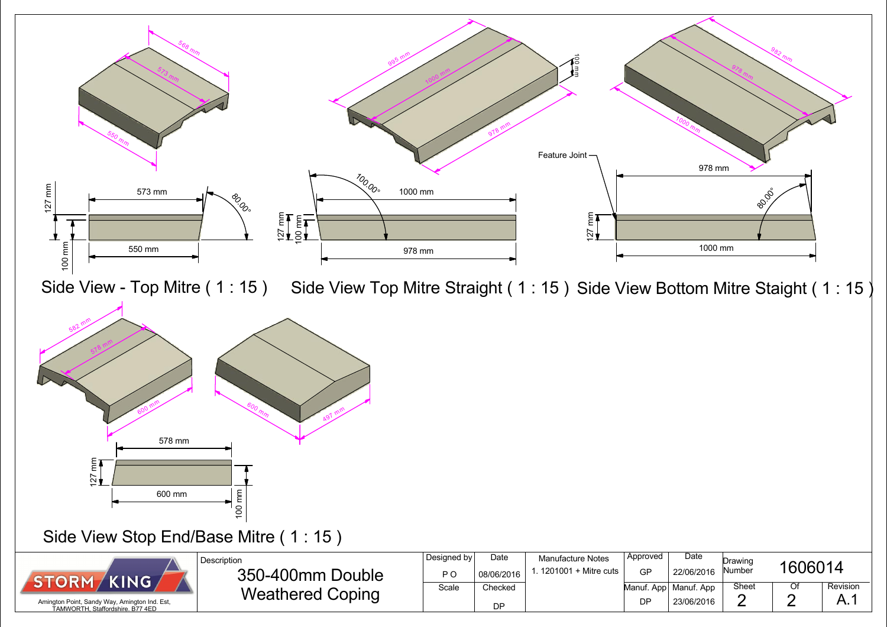568 mm

573 mm

550 mm

127 mm

573 mm

80.00°

100 mm

550 mm

Side View - Top Mitre ( 1 : 15 )

995 mm

1000 mm

100 mm

978 mm

100.00°

1000 mm

127 mm

100 mm

978 mm

Side View Top Mitre Straight ( 1 : 15 )

982 mm

978 mm

1000 mm

Feature Joint

978 mm

80.00°

127 mm

1000 mm

Side View Bottom Mitre Staight ( 1 : 15 )

582 mm

578 mm

600 mm

600 mm

497 mm

578 mm

127 mm

600 mm

100 mm

Side View Stop End/Base Mitre ( 1 : 15 )

STORM KING

Amington Point, Sandy Way, Amington Ind. Est, TAMWORTH, Staffordshire. B77 4ED

| Description | Designed by | Date | Manufacture Notes | Approved | Date | Drawing Number | | |
|---|---|---|---|---|---|---|---|---|
| 350-400mm Double Weathered Coping | P O | 08/06/2016 | 1. 1201001 + Mitre cuts | GP | 22/06/2016 | 1606014 | | |
| | Scale | Checked | | Manuf. App | Manuf. App | Sheet | Of | Revision |
| | | DP | | DP | 23/06/2016 | 2 | 2 | A.1 |